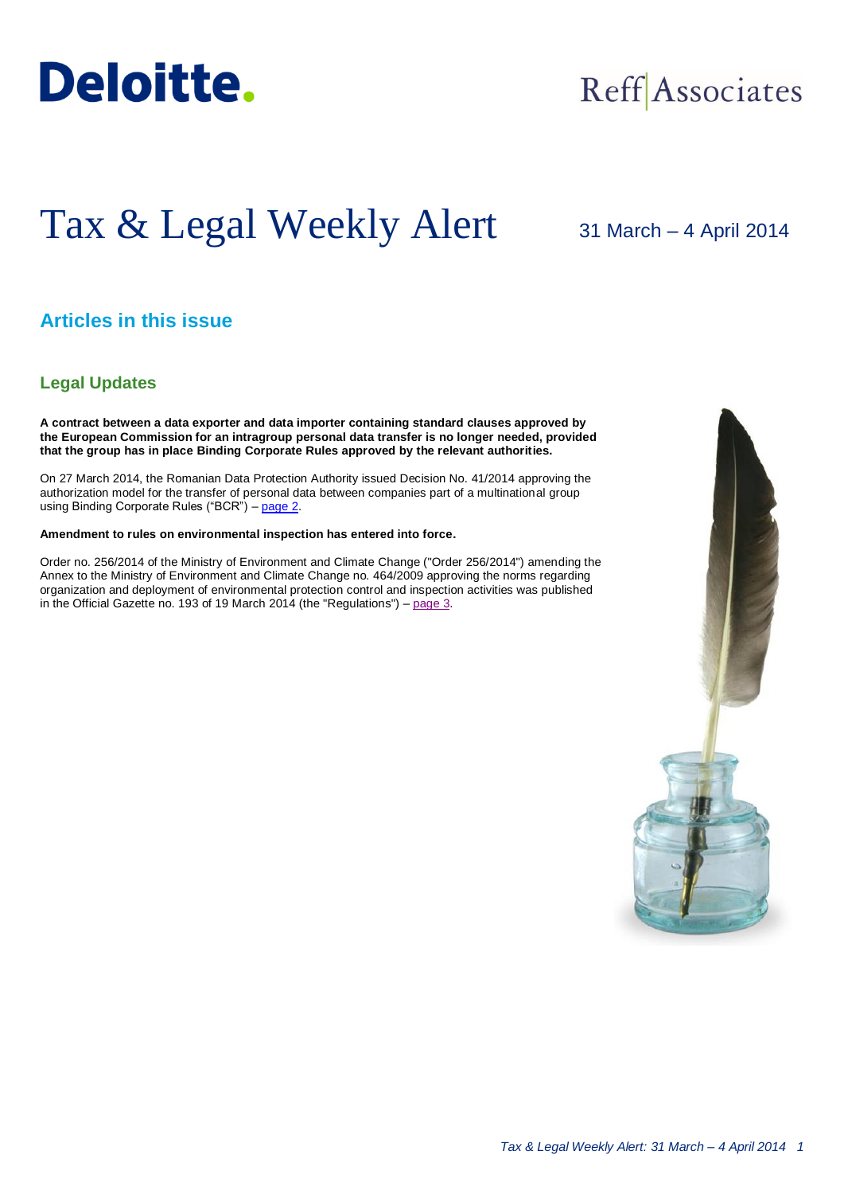Deloitte.

Reff Associates

# Tax & Legal Weekly Alert

31 March – 4 April 2014

## Articles in this issue

### Legal Updates

**A contract between a data exporter and data importer containing standard clauses approved by the European Commission for an intragroup personal data transfer is no longer needed, provided that the group has in place Binding Corporate Rules approved by the relevant authorities.**

On 27 March 2014, the Romanian Data Protection Authority issued Decision No. 41/2014 approving the authorization model for the transfer of personal data between companies part of a multinational group using Binding Corporate Rules ("BCR") – page 2.

**Amendment to rules on environmental inspection has entered into force.**

Order no. 256/2014 of the Ministry of Environment and Climate Change ("Order 256/2014") amending the Annex to the Ministry of Environment and Climate Change no. 464/2009 approving the norms regarding organization and deployment of environmental protection control and inspection activities was published in the Official Gazette no. 193 of 19 March 2014 (the "Regulations") – page 3.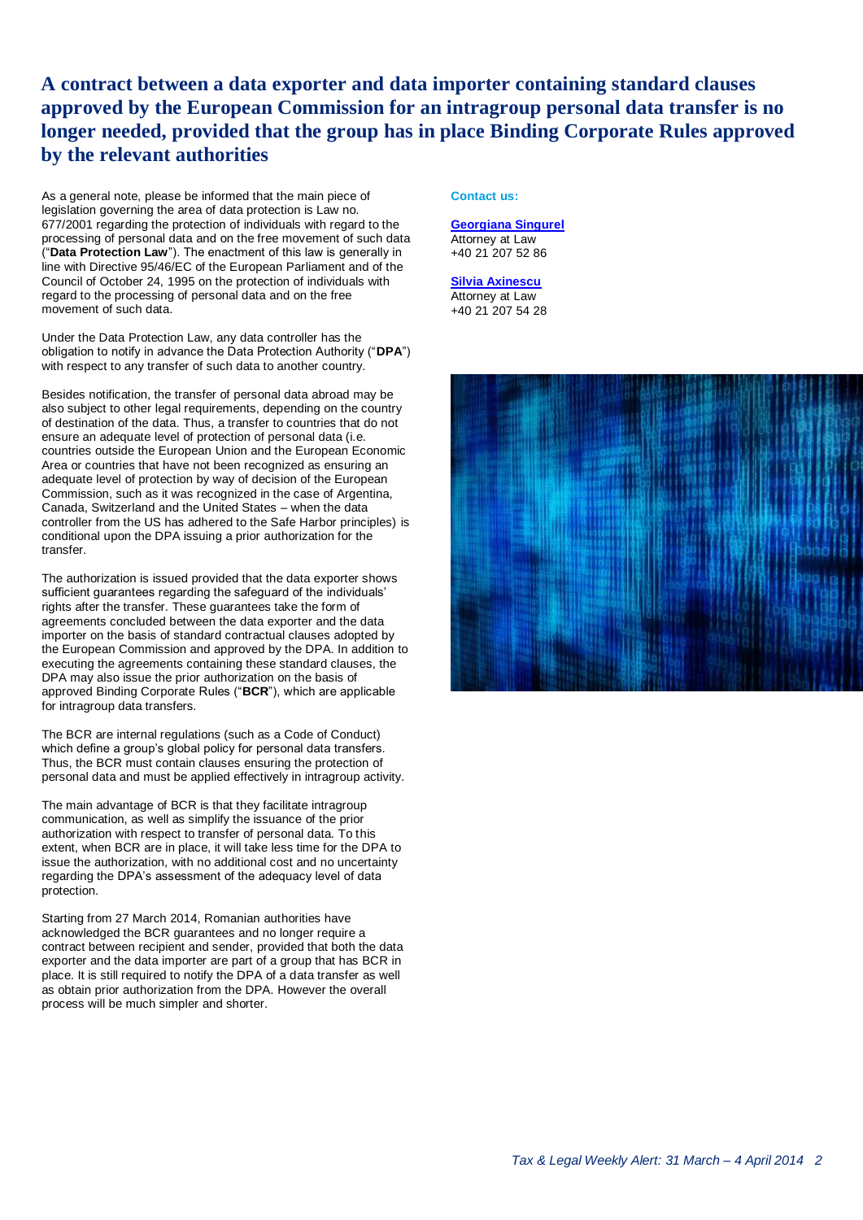# A contract between a data exporter and data importer containing standard clauses approved by the European Commission for an intragroup personal data transfer is no longer needed, provided that the group has in place Binding Corporate Rules approved by the relevant authorities

As a general note, please be informed that the main piece of legislation governing the area of data protection is Law no. 677/2001 regarding the protection of individuals with regard to the processing of personal data and on the free movement of such data ("**Data Protection Law**"). The enactment of this law is generally in line with Directive 95/46/EC of the European Parliament and of the Council of October 24, 1995 on the protection of individuals with regard to the processing of personal data and on the free movement of such data.

Under the Data Protection Law, any data controller has the obligation to notify in advance the Data Protection Authority ("**DPA**") with respect to any transfer of such data to another country.

Besides notification, the transfer of personal data abroad may be also subject to other legal requirements, depending on the country of destination of the data. Thus, a transfer to countries that do not ensure an adequate level of protection of personal data (i.e. countries outside the European Union and the European Economic Area or countries that have not been recognized as ensuring an adequate level of protection by way of decision of the European Commission, such as it was recognized in the case of Argentina, Canada, Switzerland and the United States – when the data controller from the US has adhered to the Safe Harbor principles) is conditional upon the DPA issuing a prior authorization for the transfer.

The authorization is issued provided that the data exporter shows sufficient guarantees regarding the safeguard of the individuals' rights after the transfer. These guarantees take the form of agreements concluded between the data exporter and the data importer on the basis of standard contractual clauses adopted by the European Commission and approved by the DPA. In addition to executing the agreements containing these standard clauses, the DPA may also issue the prior authorization on the basis of approved Binding Corporate Rules ("**BCR**"), which are applicable for intragroup data transfers.

The BCR are internal regulations (such as a Code of Conduct) which define a group's global policy for personal data transfers. Thus, the BCR must contain clauses ensuring the protection of personal data and must be applied effectively in intragroup activity.

The main advantage of BCR is that they facilitate intragroup communication, as well as simplify the issuance of the prior authorization with respect to transfer of personal data. To this extent, when BCR are in place, it will take less time for the DPA to issue the authorization, with no additional cost and no uncertainty regarding the DPA's assessment of the adequacy level of data protection.

Starting from 27 March 2014, Romanian authorities have acknowledged the BCR guarantees and no longer require a contract between recipient and sender, provided that both the data exporter and the data importer are part of a group that has BCR in place. It is still required to notify the DPA of a data transfer as well as obtain prior authorization from the DPA. However the overall process will be much simpler and shorter.

**Contact us:**

**Georgiana Singurel**
Attorney at Law
+40 21 207 52 86

**Silvia Axinescu**
Attorney at Law
+40 21 207 54 28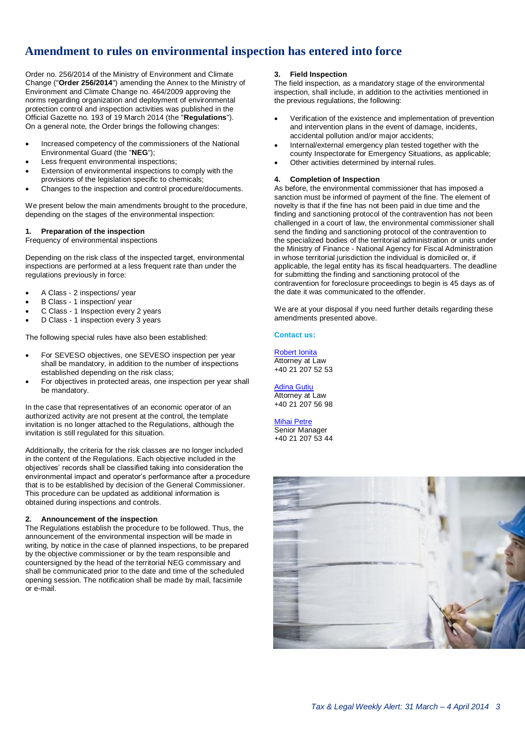# Amendment to rules on environmental inspection has entered into force

Order no. 256/2014 of the Ministry of Environment and Climate Change ("**Order 256/2014**") amending the Annex to the Ministry of Environment and Climate Change no. 464/2009 approving the norms regarding organization and deployment of environmental protection control and inspection activities was published in the Official Gazette no. 193 of 19 March 2014 (the "**Regulations**"). On a general note, the Order brings the following changes:

- Increased competency of the commissioners of the National Environmental Guard (the "**NEG**");
- Less frequent environmental inspections;
- Extension of environmental inspections to comply with the provisions of the legislation specific to chemicals;
- Changes to the inspection and control procedure/documents.

We present below the main amendments brought to the procedure, depending on the stages of the environmental inspection:

**1. Preparation of the inspection**

Frequency of environmental inspections

Depending on the risk class of the inspected target, environmental inspections are performed at a less frequent rate than under the regulations previously in force:

- A Class - 2 inspections/ year
- B Class - 1 inspection/ year
- C Class - 1 Inspection every 2 years
- D Class - 1 inspection every 3 years

The following special rules have also been established:

- For SEVESO objectives, one SEVESO inspection per year shall be mandatory, in addition to the number of inspections established depending on the risk class;
- For objectives in protected areas, one inspection per year shall be mandatory.

In the case that representatives of an economic operator of an authorized activity are not present at the control, the template invitation is no longer attached to the Regulations, although the invitation is still regulated for this situation.

Additionally, the criteria for the risk classes are no longer included in the content of the Regulations. Each objective included in the objectives' records shall be classified taking into consideration the environmental impact and operator's performance after a procedure that is to be established by decision of the General Commissioner. This procedure can be updated as additional information is obtained during inspections and controls.

**2. Announcement of the inspection**

The Regulations establish the procedure to be followed. Thus, the announcement of the environmental inspection will be made in writing, by notice in the case of planned inspections, to be prepared by the objective commissioner or by the team responsible and countersigned by the head of the territorial NEG commissary and shall be communicated prior to the date and time of the scheduled opening session. The notification shall be made by mail, facsimile or e-mail.

**3. Field Inspection**

The field inspection, as a mandatory stage of the environmental inspection, shall include, in addition to the activities mentioned in the previous regulations, the following:

- Verification of the existence and implementation of prevention and intervention plans in the event of damage, incidents, accidental pollution and/or major accidents;
- Internal/external emergency plan tested together with the county Inspectorate for Emergency Situations, as applicable;
- Other activities determined by internal rules.

**4. Completion of Inspection**

As before, the environmental commissioner that has imposed a sanction must be informed of payment of the fine. The element of novelty is that if the fine has not been paid in due time and the finding and sanctioning protocol of the contravention has not been challenged in a court of law, the environmental commissioner shall send the finding and sanctioning protocol of the contravention to the specialized bodies of the territorial administration or units under the Ministry of Finance - National Agency for Fiscal Administration in whose territorial jurisdiction the individual is domiciled or, if applicable, the legal entity has its fiscal headquarters. The deadline for submitting the finding and sanctioning protocol of the contravention for foreclosure proceedings to begin is 45 days as of the date it was communicated to the offender.

We are at your disposal if you need further details regarding these amendments presented above.

**Contact us:**

Robert Ionita
Attorney at Law
+40 21 207 52 53

Adina Gutiu
Attorney at Law
+40 21 207 56 98

Mihai Petre
Senior Manager
+40 21 207 53 44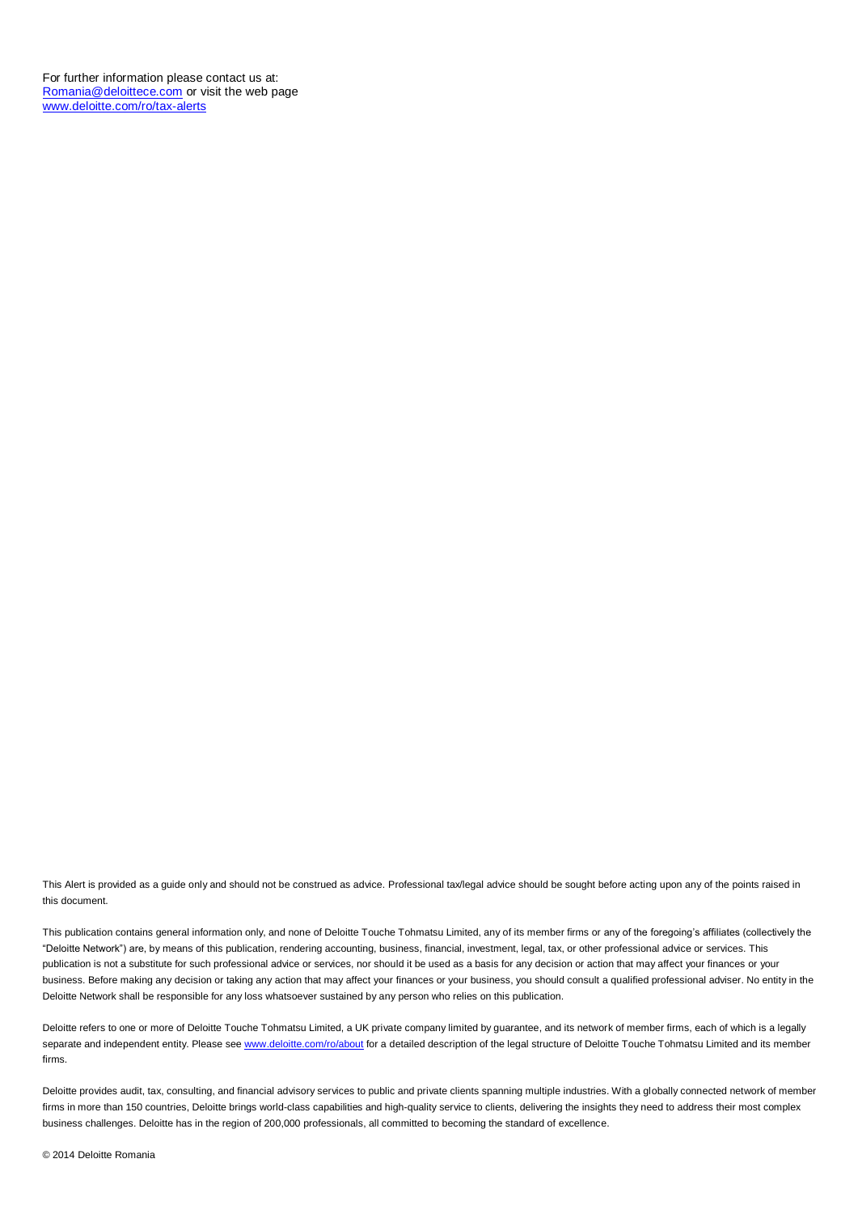For further information please contact us at:
[Romania@deloittece.com](mailto:Romania@deloittece.com) or visit the web page
[www.deloitte.com/ro/tax-alerts](http://www.deloitte.com/ro/tax-alerts)

This Alert is provided as a guide only and should not be construed as advice. Professional tax/legal advice should be sought before acting upon any of the points raised in this document.

This publication contains general information only, and none of Deloitte Touche Tohmatsu Limited, any of its member firms or any of the foregoing's affiliates (collectively the "Deloitte Network") are, by means of this publication, rendering accounting, business, financial, investment, legal, tax, or other professional advice or services. This publication is not a substitute for such professional advice or services, nor should it be used as a basis for any decision or action that may affect your finances or your business. Before making any decision or taking any action that may affect your finances or your business, you should consult a qualified professional adviser. No entity in the Deloitte Network shall be responsible for any loss whatsoever sustained by any person who relies on this publication.

Deloitte refers to one or more of Deloitte Touche Tohmatsu Limited, a UK private company limited by guarantee, and its network of member firms, each of which is a legally separate and independent entity. Please see [www.deloitte.com/ro/about](http://www.deloitte.com/ro/about) for a detailed description of the legal structure of Deloitte Touche Tohmatsu Limited and its member firms.

Deloitte provides audit, tax, consulting, and financial advisory services to public and private clients spanning multiple industries. With a globally connected network of member firms in more than 150 countries, Deloitte brings world-class capabilities and high-quality service to clients, delivering the insights they need to address their most complex business challenges. Deloitte has in the region of 200,000 professionals, all committed to becoming the standard of excellence.

© 2014 Deloitte Romania